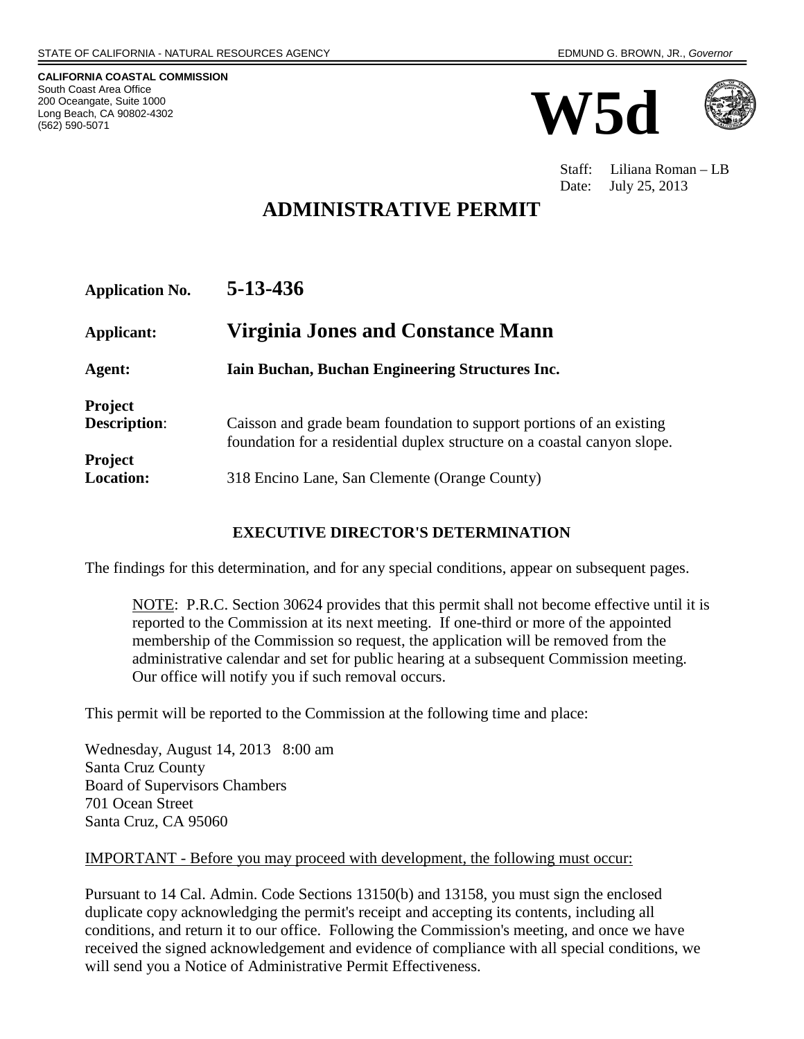STATE OF CALIFORNIA - NATURAL RESOURCES AGENCY EDMUND G. BROWN, JR., *Governor*

**CALIFORNIA COASTAL COMMISSION**
South Coast Area Office
200 Oceangate, Suite 1000
Long Beach, CA 90802-4302
(562) 590-5071

# W5d

Staff: Liliana Roman – LB
Date: July 25, 2013

# ADMINISTRATIVE PERMIT

| | |
|---|---|
| **Application No.** | **5-13-436** |
| **Applicant:** | **Virginia Jones and Constance Mann** |
| **Agent:** | **Iain Buchan, Buchan Engineering Structures Inc.** |
| **Project Description**: | Caisson and grade beam foundation to support portions of an existing foundation for a residential duplex structure on a coastal canyon slope. |
| **Project Location:** | 318 Encino Lane, San Clemente (Orange County) |

## EXECUTIVE DIRECTOR'S DETERMINATION

The findings for this determination, and for any special conditions, appear on subsequent pages.

> NOTE: P.R.C. Section 30624 provides that this permit shall not become effective until it is reported to the Commission at its next meeting. If one-third or more of the appointed membership of the Commission so request, the application will be removed from the administrative calendar and set for public hearing at a subsequent Commission meeting. Our office will notify you if such removal occurs.

This permit will be reported to the Commission at the following time and place:

Wednesday, August 14, 2013 8:00 am
Santa Cruz County
Board of Supervisors Chambers
701 Ocean Street
Santa Cruz, CA 95060

IMPORTANT - Before you may proceed with development, the following must occur:

Pursuant to 14 Cal. Admin. Code Sections 13150(b) and 13158, you must sign the enclosed duplicate copy acknowledging the permit's receipt and accepting its contents, including all conditions, and return it to our office. Following the Commission's meeting, and once we have received the signed acknowledgement and evidence of compliance with all special conditions, we will send you a Notice of Administrative Permit Effectiveness.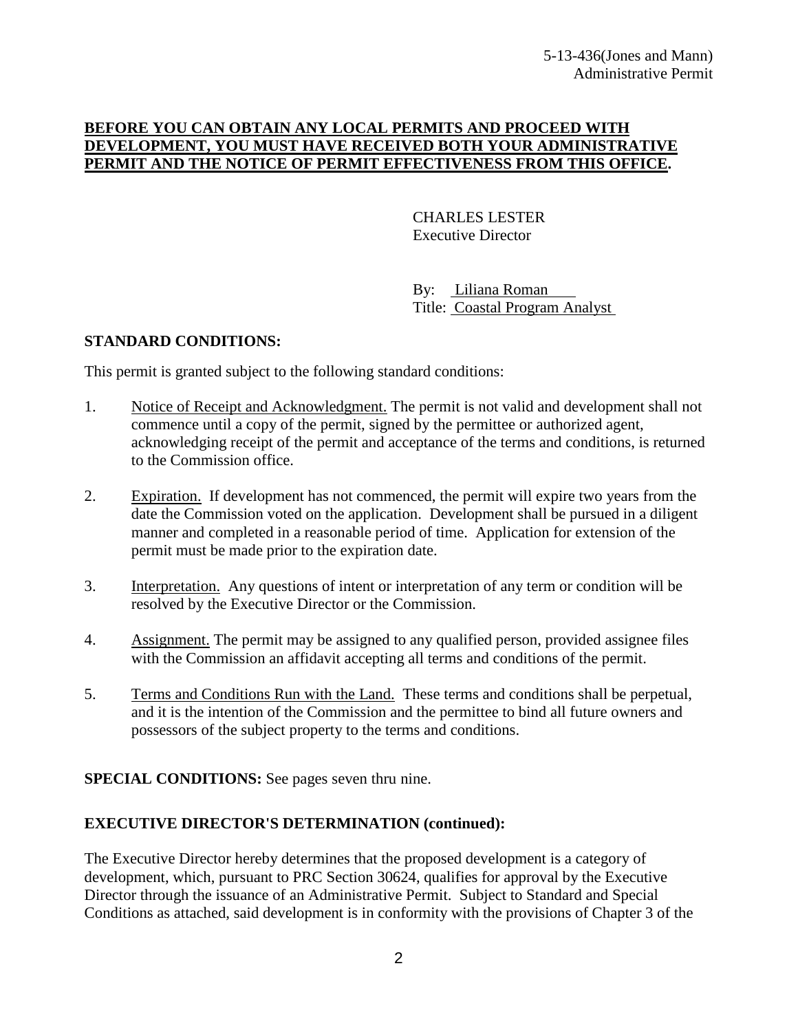**BEFORE YOU CAN OBTAIN ANY LOCAL PERMITS AND PROCEED WITH DEVELOPMENT, YOU MUST HAVE RECEIVED BOTH YOUR ADMINISTRATIVE PERMIT AND THE NOTICE OF PERMIT EFFECTIVENESS FROM THIS OFFICE.**

CHARLES LESTER
Executive Director

By: Liliana Roman
Title: Coastal Program Analyst

**STANDARD CONDITIONS:**

This permit is granted subject to the following standard conditions:

1. Notice of Receipt and Acknowledgment. The permit is not valid and development shall not commence until a copy of the permit, signed by the permittee or authorized agent, acknowledging receipt of the permit and acceptance of the terms and conditions, is returned to the Commission office.

2. Expiration. If development has not commenced, the permit will expire two years from the date the Commission voted on the application. Development shall be pursued in a diligent manner and completed in a reasonable period of time. Application for extension of the permit must be made prior to the expiration date.

3. Interpretation. Any questions of intent or interpretation of any term or condition will be resolved by the Executive Director or the Commission.

4. Assignment. The permit may be assigned to any qualified person, provided assignee files with the Commission an affidavit accepting all terms and conditions of the permit.

5. Terms and Conditions Run with the Land. These terms and conditions shall be perpetual, and it is the intention of the Commission and the permittee to bind all future owners and possessors of the subject property to the terms and conditions.

**SPECIAL CONDITIONS:** See pages seven thru nine.

**EXECUTIVE DIRECTOR'S DETERMINATION (continued):**

The Executive Director hereby determines that the proposed development is a category of development, which, pursuant to PRC Section 30624, qualifies for approval by the Executive Director through the issuance of an Administrative Permit. Subject to Standard and Special Conditions as attached, said development is in conformity with the provisions of Chapter 3 of the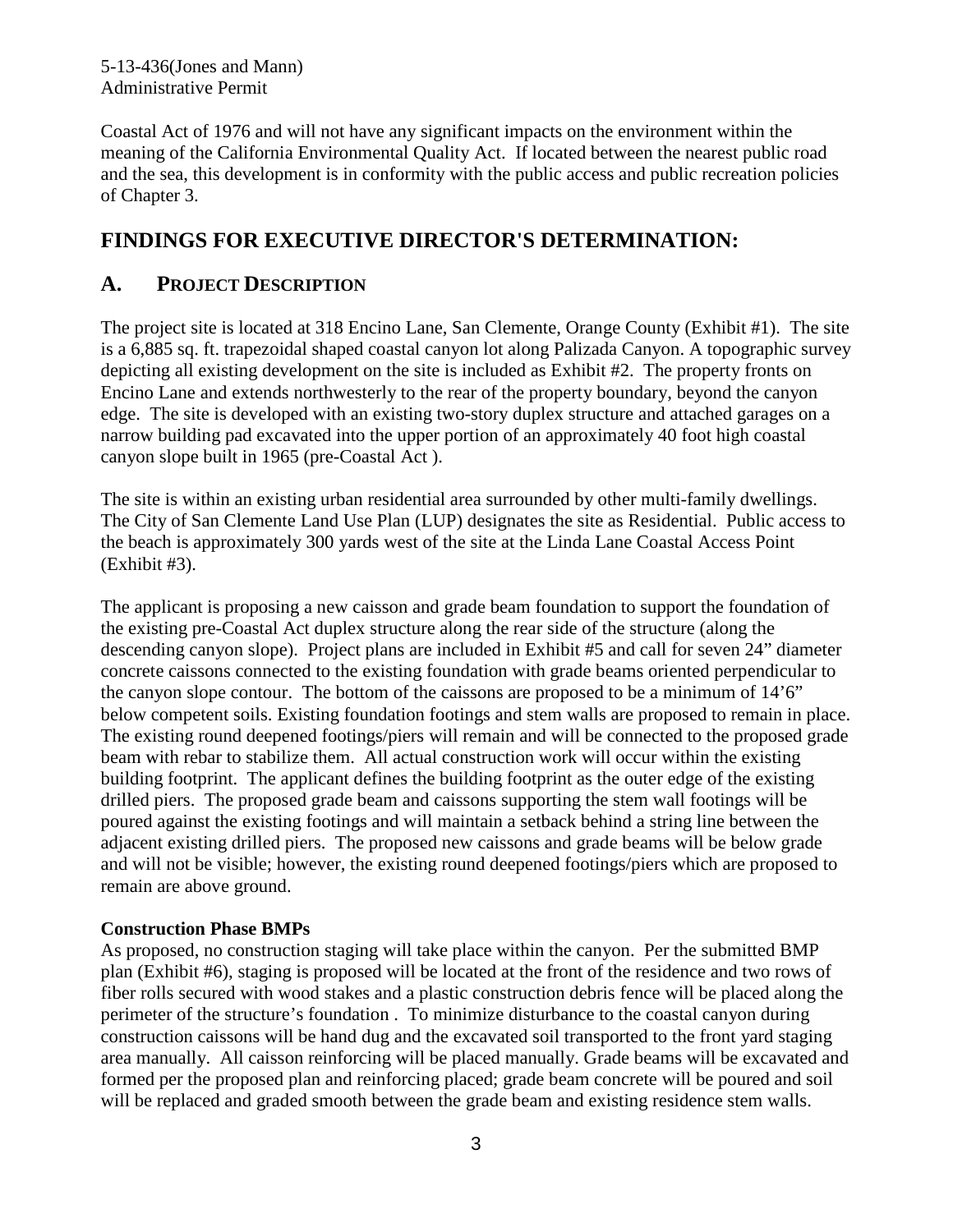Coastal Act of 1976 and will not have any significant impacts on the environment within the meaning of the California Environmental Quality Act. If located between the nearest public road and the sea, this development is in conformity with the public access and public recreation policies of Chapter 3.

## FINDINGS FOR EXECUTIVE DIRECTOR'S DETERMINATION:

### A. PROJECT DESCRIPTION

The project site is located at 318 Encino Lane, San Clemente, Orange County (Exhibit #1). The site is a 6,885 sq. ft. trapezoidal shaped coastal canyon lot along Palizada Canyon. A topographic survey depicting all existing development on the site is included as Exhibit #2. The property fronts on Encino Lane and extends northwesterly to the rear of the property boundary, beyond the canyon edge. The site is developed with an existing two-story duplex structure and attached garages on a narrow building pad excavated into the upper portion of an approximately 40 foot high coastal canyon slope built in 1965 (pre-Coastal Act ).

The site is within an existing urban residential area surrounded by other multi-family dwellings. The City of San Clemente Land Use Plan (LUP) designates the site as Residential. Public access to the beach is approximately 300 yards west of the site at the Linda Lane Coastal Access Point (Exhibit #3).

The applicant is proposing a new caisson and grade beam foundation to support the foundation of the existing pre-Coastal Act duplex structure along the rear side of the structure (along the descending canyon slope). Project plans are included in Exhibit #5 and call for seven 24" diameter concrete caissons connected to the existing foundation with grade beams oriented perpendicular to the canyon slope contour. The bottom of the caissons are proposed to be a minimum of 14'6" below competent soils. Existing foundation footings and stem walls are proposed to remain in place. The existing round deepened footings/piers will remain and will be connected to the proposed grade beam with rebar to stabilize them. All actual construction work will occur within the existing building footprint. The applicant defines the building footprint as the outer edge of the existing drilled piers. The proposed grade beam and caissons supporting the stem wall footings will be poured against the existing footings and will maintain a setback behind a string line between the adjacent existing drilled piers. The proposed new caissons and grade beams will be below grade and will not be visible; however, the existing round deepened footings/piers which are proposed to remain are above ground.

**Construction Phase BMPs**

As proposed, no construction staging will take place within the canyon. Per the submitted BMP plan (Exhibit #6), staging is proposed will be located at the front of the residence and two rows of fiber rolls secured with wood stakes and a plastic construction debris fence will be placed along the perimeter of the structure's foundation . To minimize disturbance to the coastal canyon during construction caissons will be hand dug and the excavated soil transported to the front yard staging area manually. All caisson reinforcing will be placed manually. Grade beams will be excavated and formed per the proposed plan and reinforcing placed; grade beam concrete will be poured and soil will be replaced and graded smooth between the grade beam and existing residence stem walls.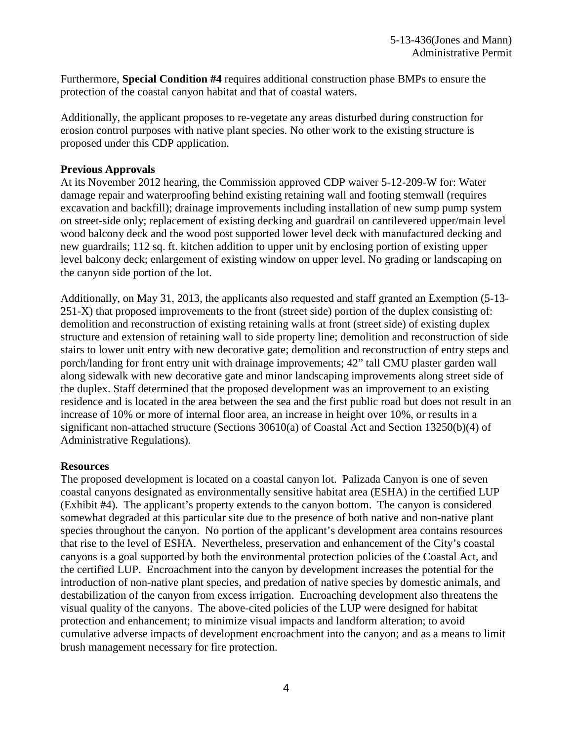Furthermore, **Special Condition #4** requires additional construction phase BMPs to ensure the protection of the coastal canyon habitat and that of coastal waters.

Additionally, the applicant proposes to re-vegetate any areas disturbed during construction for erosion control purposes with native plant species. No other work to the existing structure is proposed under this CDP application.

**Previous Approvals**

At its November 2012 hearing, the Commission approved CDP waiver 5-12-209-W for: Water damage repair and waterproofing behind existing retaining wall and footing stemwall (requires excavation and backfill); drainage improvements including installation of new sump pump system on street-side only; replacement of existing decking and guardrail on cantilevered upper/main level wood balcony deck and the wood post supported lower level deck with manufactured decking and new guardrails; 112 sq. ft. kitchen addition to upper unit by enclosing portion of existing upper level balcony deck; enlargement of existing window on upper level. No grading or landscaping on the canyon side portion of the lot.

Additionally, on May 31, 2013, the applicants also requested and staff granted an Exemption (5-13-251-X) that proposed improvements to the front (street side) portion of the duplex consisting of: demolition and reconstruction of existing retaining walls at front (street side) of existing duplex structure and extension of retaining wall to side property line; demolition and reconstruction of side stairs to lower unit entry with new decorative gate; demolition and reconstruction of entry steps and porch/landing for front entry unit with drainage improvements; 42" tall CMU plaster garden wall along sidewalk with new decorative gate and minor landscaping improvements along street side of the duplex. Staff determined that the proposed development was an improvement to an existing residence and is located in the area between the sea and the first public road but does not result in an increase of 10% or more of internal floor area, an increase in height over 10%, or results in a significant non-attached structure (Sections 30610(a) of Coastal Act and Section 13250(b)(4) of Administrative Regulations).

**Resources**

The proposed development is located on a coastal canyon lot. Palizada Canyon is one of seven coastal canyons designated as environmentally sensitive habitat area (ESHA) in the certified LUP (Exhibit #4). The applicant's property extends to the canyon bottom. The canyon is considered somewhat degraded at this particular site due to the presence of both native and non-native plant species throughout the canyon. No portion of the applicant's development area contains resources that rise to the level of ESHA. Nevertheless, preservation and enhancement of the City's coastal canyons is a goal supported by both the environmental protection policies of the Coastal Act, and the certified LUP. Encroachment into the canyon by development increases the potential for the introduction of non-native plant species, and predation of native species by domestic animals, and destabilization of the canyon from excess irrigation. Encroaching development also threatens the visual quality of the canyons. The above-cited policies of the LUP were designed for habitat protection and enhancement; to minimize visual impacts and landform alteration; to avoid cumulative adverse impacts of development encroachment into the canyon; and as a means to limit brush management necessary for fire protection.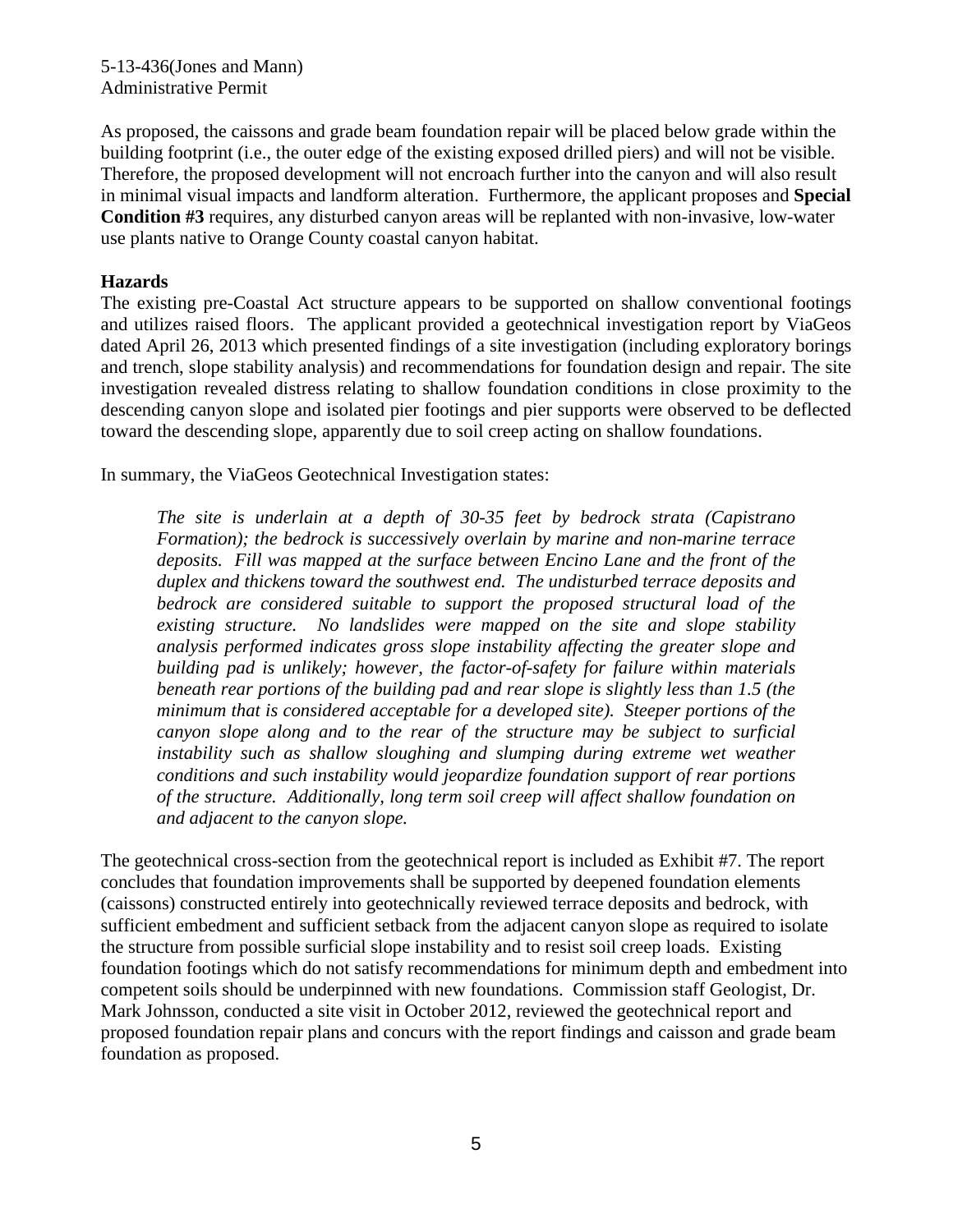As proposed, the caissons and grade beam foundation repair will be placed below grade within the building footprint (i.e., the outer edge of the existing exposed drilled piers) and will not be visible. Therefore, the proposed development will not encroach further into the canyon and will also result in minimal visual impacts and landform alteration. Furthermore, the applicant proposes and **Special Condition #3** requires, any disturbed canyon areas will be replanted with non-invasive, low-water use plants native to Orange County coastal canyon habitat.

### Hazards

The existing pre-Coastal Act structure appears to be supported on shallow conventional footings and utilizes raised floors. The applicant provided a geotechnical investigation report by ViaGeos dated April 26, 2013 which presented findings of a site investigation (including exploratory borings and trench, slope stability analysis) and recommendations for foundation design and repair. The site investigation revealed distress relating to shallow foundation conditions in close proximity to the descending canyon slope and isolated pier footings and pier supports were observed to be deflected toward the descending slope, apparently due to soil creep acting on shallow foundations.

In summary, the ViaGeos Geotechnical Investigation states:

> *The site is underlain at a depth of 30-35 feet by bedrock strata (Capistrano Formation); the bedrock is successively overlain by marine and non-marine terrace deposits. Fill was mapped at the surface between Encino Lane and the front of the duplex and thickens toward the southwest end. The undisturbed terrace deposits and bedrock are considered suitable to support the proposed structural load of the existing structure. No landslides were mapped on the site and slope stability analysis performed indicates gross slope instability affecting the greater slope and building pad is unlikely; however, the factor-of-safety for failure within materials beneath rear portions of the building pad and rear slope is slightly less than 1.5 (the minimum that is considered acceptable for a developed site). Steeper portions of the canyon slope along and to the rear of the structure may be subject to surficial instability such as shallow sloughing and slumping during extreme wet weather conditions and such instability would jeopardize foundation support of rear portions of the structure. Additionally, long term soil creep will affect shallow foundation on and adjacent to the canyon slope.*

The geotechnical cross-section from the geotechnical report is included as Exhibit #7. The report concludes that foundation improvements shall be supported by deepened foundation elements (caissons) constructed entirely into geotechnically reviewed terrace deposits and bedrock, with sufficient embedment and sufficient setback from the adjacent canyon slope as required to isolate the structure from possible surficial slope instability and to resist soil creep loads. Existing foundation footings which do not satisfy recommendations for minimum depth and embedment into competent soils should be underpinned with new foundations. Commission staff Geologist, Dr. Mark Johnsson, conducted a site visit in October 2012, reviewed the geotechnical report and proposed foundation repair plans and concurs with the report findings and caisson and grade beam foundation as proposed.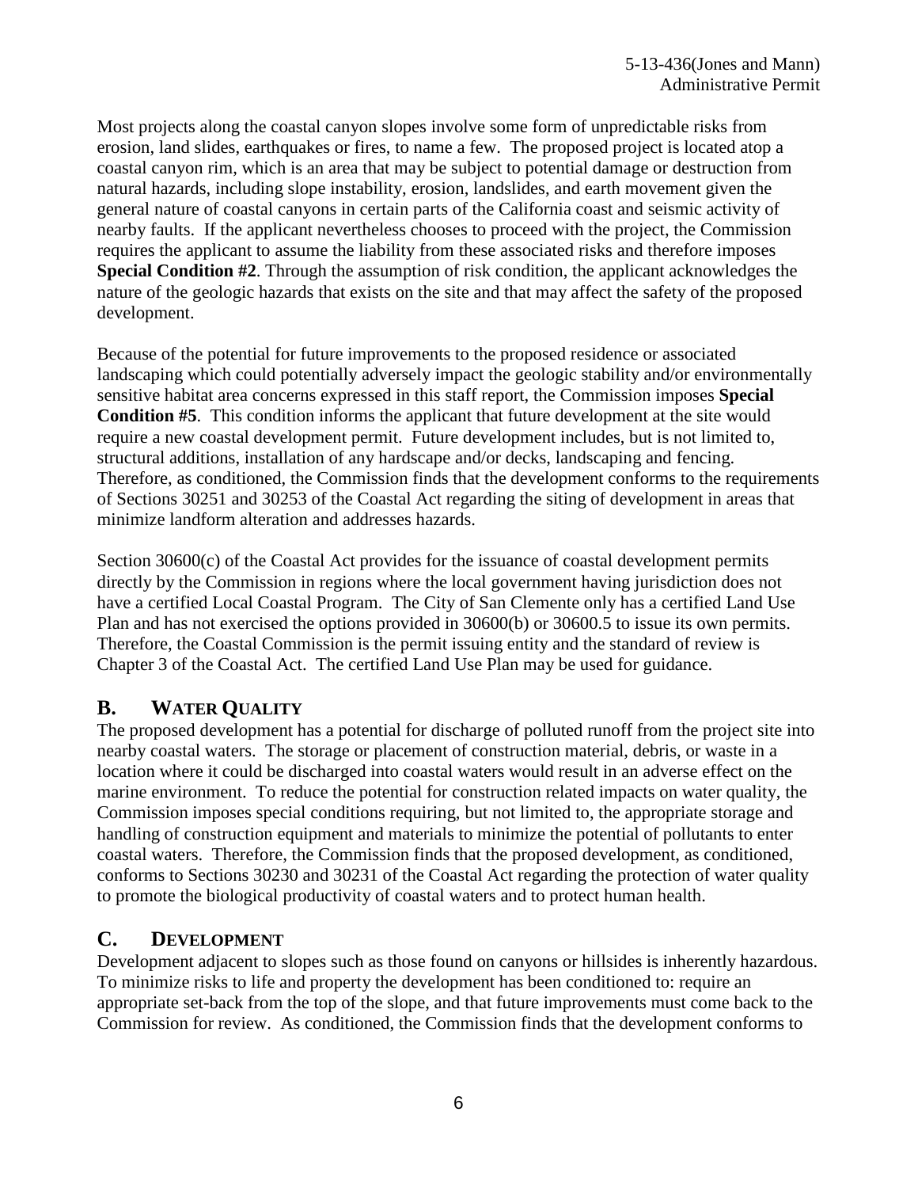Most projects along the coastal canyon slopes involve some form of unpredictable risks from erosion, land slides, earthquakes or fires, to name a few. The proposed project is located atop a coastal canyon rim, which is an area that may be subject to potential damage or destruction from natural hazards, including slope instability, erosion, landslides, and earth movement given the general nature of coastal canyons in certain parts of the California coast and seismic activity of nearby faults. If the applicant nevertheless chooses to proceed with the project, the Commission requires the applicant to assume the liability from these associated risks and therefore imposes **Special Condition #2**. Through the assumption of risk condition, the applicant acknowledges the nature of the geologic hazards that exists on the site and that may affect the safety of the proposed development.

Because of the potential for future improvements to the proposed residence or associated landscaping which could potentially adversely impact the geologic stability and/or environmentally sensitive habitat area concerns expressed in this staff report, the Commission imposes **Special Condition #5**. This condition informs the applicant that future development at the site would require a new coastal development permit. Future development includes, but is not limited to, structural additions, installation of any hardscape and/or decks, landscaping and fencing. Therefore, as conditioned, the Commission finds that the development conforms to the requirements of Sections 30251 and 30253 of the Coastal Act regarding the siting of development in areas that minimize landform alteration and addresses hazards.

Section 30600(c) of the Coastal Act provides for the issuance of coastal development permits directly by the Commission in regions where the local government having jurisdiction does not have a certified Local Coastal Program. The City of San Clemente only has a certified Land Use Plan and has not exercised the options provided in 30600(b) or 30600.5 to issue its own permits. Therefore, the Coastal Commission is the permit issuing entity and the standard of review is Chapter 3 of the Coastal Act. The certified Land Use Plan may be used for guidance.

## B. WATER QUALITY

The proposed development has a potential for discharge of polluted runoff from the project site into nearby coastal waters. The storage or placement of construction material, debris, or waste in a location where it could be discharged into coastal waters would result in an adverse effect on the marine environment. To reduce the potential for construction related impacts on water quality, the Commission imposes special conditions requiring, but not limited to, the appropriate storage and handling of construction equipment and materials to minimize the potential of pollutants to enter coastal waters. Therefore, the Commission finds that the proposed development, as conditioned, conforms to Sections 30230 and 30231 of the Coastal Act regarding the protection of water quality to promote the biological productivity of coastal waters and to protect human health.

## C. DEVELOPMENT

Development adjacent to slopes such as those found on canyons or hillsides is inherently hazardous. To minimize risks to life and property the development has been conditioned to: require an appropriate set-back from the top of the slope, and that future improvements must come back to the Commission for review. As conditioned, the Commission finds that the development conforms to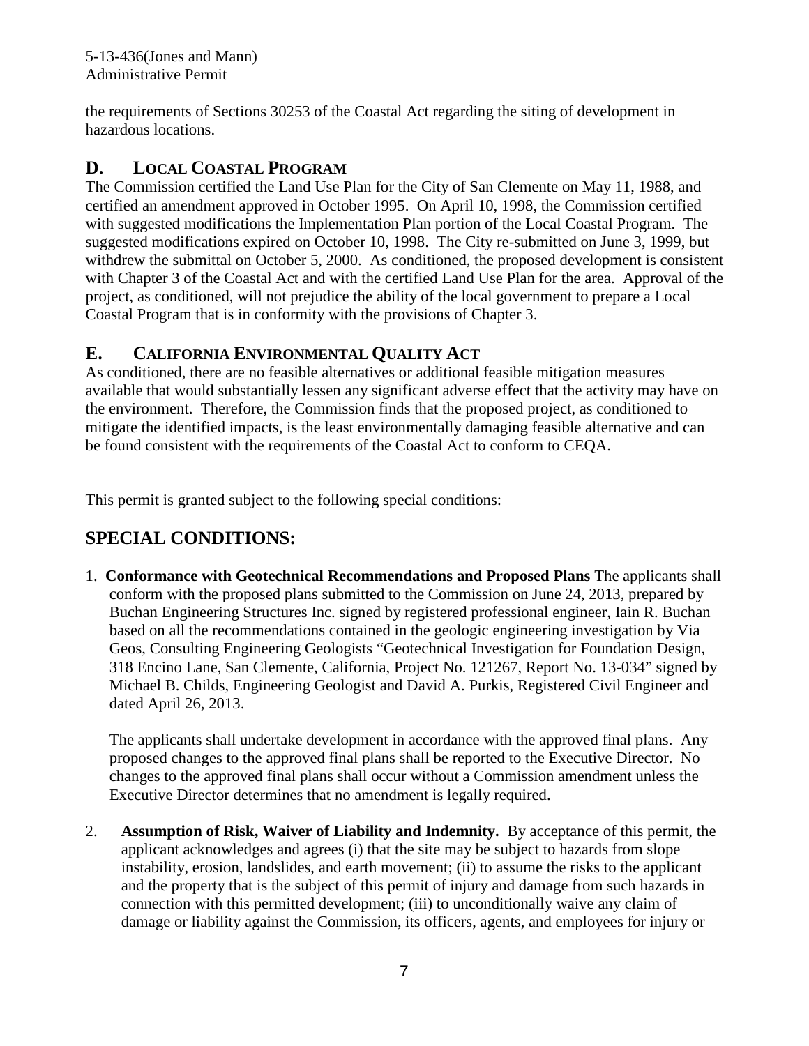the requirements of Sections 30253 of the Coastal Act regarding the siting of development in hazardous locations.

## D. LOCAL COASTAL PROGRAM

The Commission certified the Land Use Plan for the City of San Clemente on May 11, 1988, and certified an amendment approved in October 1995. On April 10, 1998, the Commission certified with suggested modifications the Implementation Plan portion of the Local Coastal Program. The suggested modifications expired on October 10, 1998. The City re-submitted on June 3, 1999, but withdrew the submittal on October 5, 2000. As conditioned, the proposed development is consistent with Chapter 3 of the Coastal Act and with the certified Land Use Plan for the area. Approval of the project, as conditioned, will not prejudice the ability of the local government to prepare a Local Coastal Program that is in conformity with the provisions of Chapter 3.

## E. CALIFORNIA ENVIRONMENTAL QUALITY ACT

As conditioned, there are no feasible alternatives or additional feasible mitigation measures available that would substantially lessen any significant adverse effect that the activity may have on the environment. Therefore, the Commission finds that the proposed project, as conditioned to mitigate the identified impacts, is the least environmentally damaging feasible alternative and can be found consistent with the requirements of the Coastal Act to conform to CEQA.

This permit is granted subject to the following special conditions:

# SPECIAL CONDITIONS:

1. **Conformance with Geotechnical Recommendations and Proposed Plans** The applicants shall conform with the proposed plans submitted to the Commission on June 24, 2013, prepared by Buchan Engineering Structures Inc. signed by registered professional engineer, Iain R. Buchan based on all the recommendations contained in the geologic engineering investigation by Via Geos, Consulting Engineering Geologists "Geotechnical Investigation for Foundation Design, 318 Encino Lane, San Clemente, California, Project No. 121267, Report No. 13-034" signed by Michael B. Childs, Engineering Geologist and David A. Purkis, Registered Civil Engineer and dated April 26, 2013.

   The applicants shall undertake development in accordance with the approved final plans. Any proposed changes to the approved final plans shall be reported to the Executive Director. No changes to the approved final plans shall occur without a Commission amendment unless the Executive Director determines that no amendment is legally required.

2. **Assumption of Risk, Waiver of Liability and Indemnity.** By acceptance of this permit, the applicant acknowledges and agrees (i) that the site may be subject to hazards from slope instability, erosion, landslides, and earth movement; (ii) to assume the risks to the applicant and the property that is the subject of this permit of injury and damage from such hazards in connection with this permitted development; (iii) to unconditionally waive any claim of damage or liability against the Commission, its officers, agents, and employees for injury or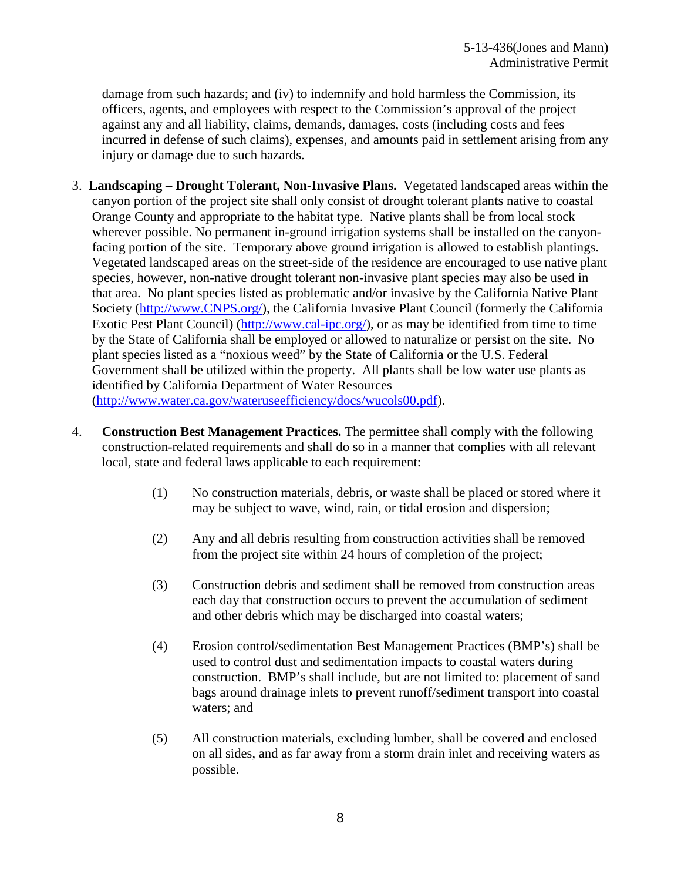damage from such hazards; and (iv) to indemnify and hold harmless the Commission, its officers, agents, and employees with respect to the Commission's approval of the project against any and all liability, claims, demands, damages, costs (including costs and fees incurred in defense of such claims), expenses, and amounts paid in settlement arising from any injury or damage due to such hazards.

3. **Landscaping – Drought Tolerant, Non-Invasive Plans.** Vegetated landscaped areas within the canyon portion of the project site shall only consist of drought tolerant plants native to coastal Orange County and appropriate to the habitat type. Native plants shall be from local stock wherever possible. No permanent in-ground irrigation systems shall be installed on the canyon-facing portion of the site. Temporary above ground irrigation is allowed to establish plantings. Vegetated landscaped areas on the street-side of the residence are encouraged to use native plant species, however, non-native drought tolerant non-invasive plant species may also be used in that area. No plant species listed as problematic and/or invasive by the California Native Plant Society (http://www.CNPS.org/), the California Invasive Plant Council (formerly the California Exotic Pest Plant Council) (http://www.cal-ipc.org/), or as may be identified from time to time by the State of California shall be employed or allowed to naturalize or persist on the site. No plant species listed as a "noxious weed" by the State of California or the U.S. Federal Government shall be utilized within the property. All plants shall be low water use plants as identified by California Department of Water Resources (http://www.water.ca.gov/wateruseefficiency/docs/wucols00.pdf).

4. **Construction Best Management Practices.** The permittee shall comply with the following construction-related requirements and shall do so in a manner that complies with all relevant local, state and federal laws applicable to each requirement:

   (1) No construction materials, debris, or waste shall be placed or stored where it may be subject to wave, wind, rain, or tidal erosion and dispersion;

   (2) Any and all debris resulting from construction activities shall be removed from the project site within 24 hours of completion of the project;

   (3) Construction debris and sediment shall be removed from construction areas each day that construction occurs to prevent the accumulation of sediment and other debris which may be discharged into coastal waters;

   (4) Erosion control/sedimentation Best Management Practices (BMP's) shall be used to control dust and sedimentation impacts to coastal waters during construction. BMP's shall include, but are not limited to: placement of sand bags around drainage inlets to prevent runoff/sediment transport into coastal waters; and

   (5) All construction materials, excluding lumber, shall be covered and enclosed on all sides, and as far away from a storm drain inlet and receiving waters as possible.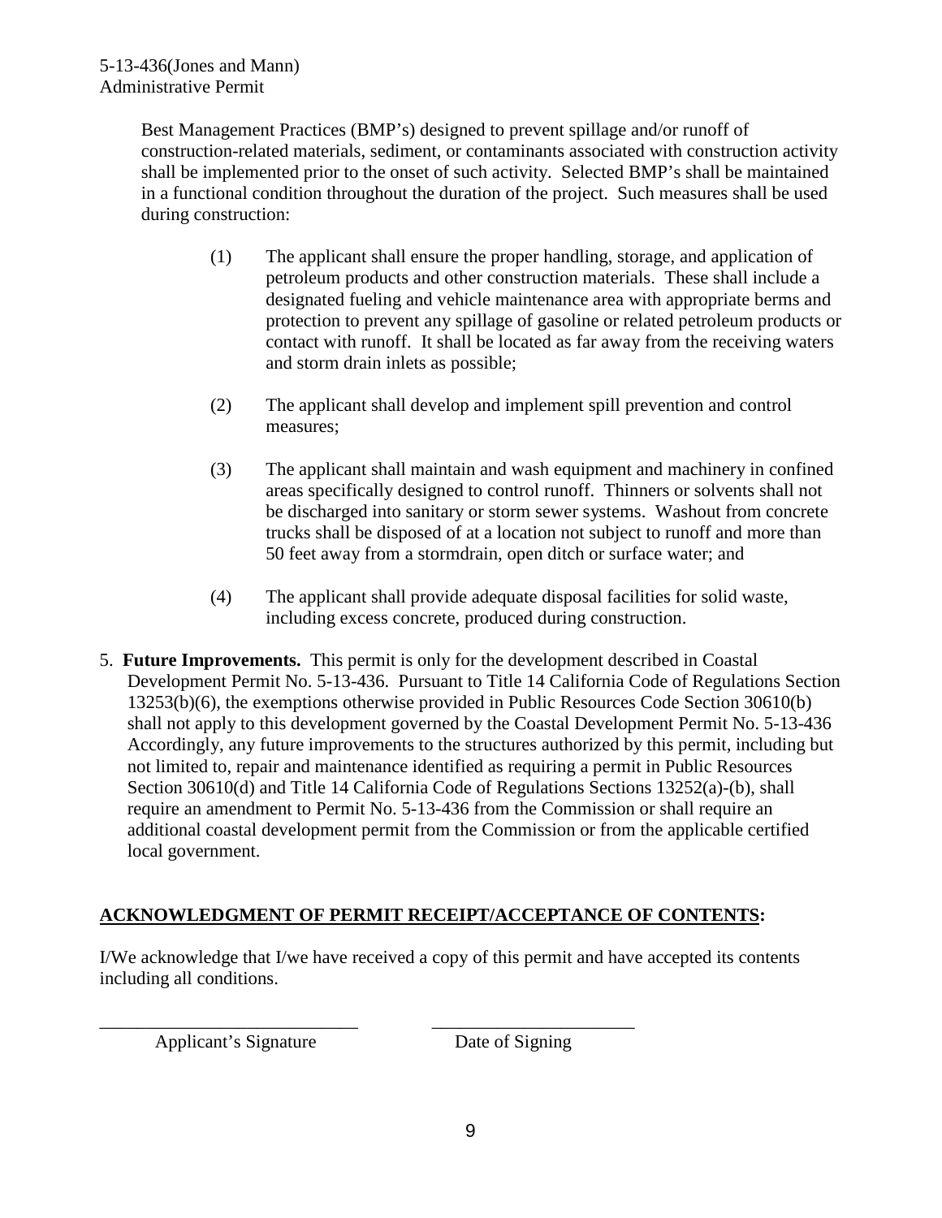Best Management Practices (BMP's) designed to prevent spillage and/or runoff of construction-related materials, sediment, or contaminants associated with construction activity shall be implemented prior to the onset of such activity. Selected BMP's shall be maintained in a functional condition throughout the duration of the project. Such measures shall be used during construction:

(1) The applicant shall ensure the proper handling, storage, and application of petroleum products and other construction materials. These shall include a designated fueling and vehicle maintenance area with appropriate berms and protection to prevent any spillage of gasoline or related petroleum products or contact with runoff. It shall be located as far away from the receiving waters and storm drain inlets as possible;

(2) The applicant shall develop and implement spill prevention and control measures;

(3) The applicant shall maintain and wash equipment and machinery in confined areas specifically designed to control runoff. Thinners or solvents shall not be discharged into sanitary or storm sewer systems. Washout from concrete trucks shall be disposed of at a location not subject to runoff and more than 50 feet away from a stormdrain, open ditch or surface water; and

(4) The applicant shall provide adequate disposal facilities for solid waste, including excess concrete, produced during construction.

5. **Future Improvements.** This permit is only for the development described in Coastal Development Permit No. 5-13-436. Pursuant to Title 14 California Code of Regulations Section 13253(b)(6), the exemptions otherwise provided in Public Resources Code Section 30610(b) shall not apply to this development governed by the Coastal Development Permit No. 5-13-436 Accordingly, any future improvements to the structures authorized by this permit, including but not limited to, repair and maintenance identified as requiring a permit in Public Resources Section 30610(d) and Title 14 California Code of Regulations Sections 13252(a)-(b), shall require an amendment to Permit No. 5-13-436 from the Commission or shall require an additional coastal development permit from the Commission or from the applicable certified local government.

**ACKNOWLEDGMENT OF PERMIT RECEIPT/ACCEPTANCE OF CONTENTS:**

I/We acknowledge that I/we have received a copy of this permit and have accepted its contents including all conditions.

\_\_\_\_\_\_\_\_\_\_\_\_\_\_\_\_\_\_\_\_\_\_\_\_\_\_\_\_ \_\_\_\_\_\_\_\_\_\_\_\_\_\_\_\_\_\_\_\_\_\_

Applicant's Signature Date of Signing